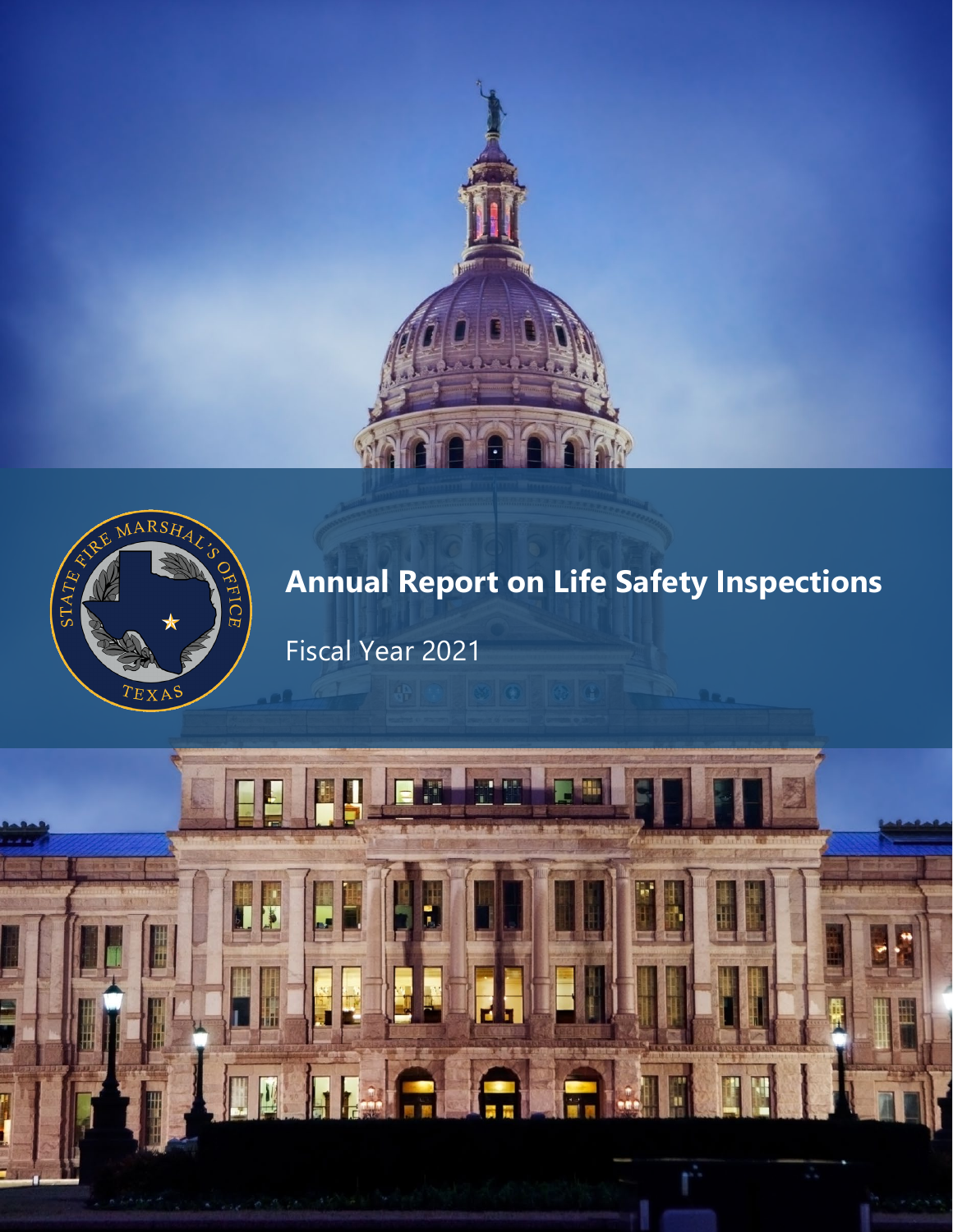# Annual Report on Life Safety Inspections

Fiscal Year 2021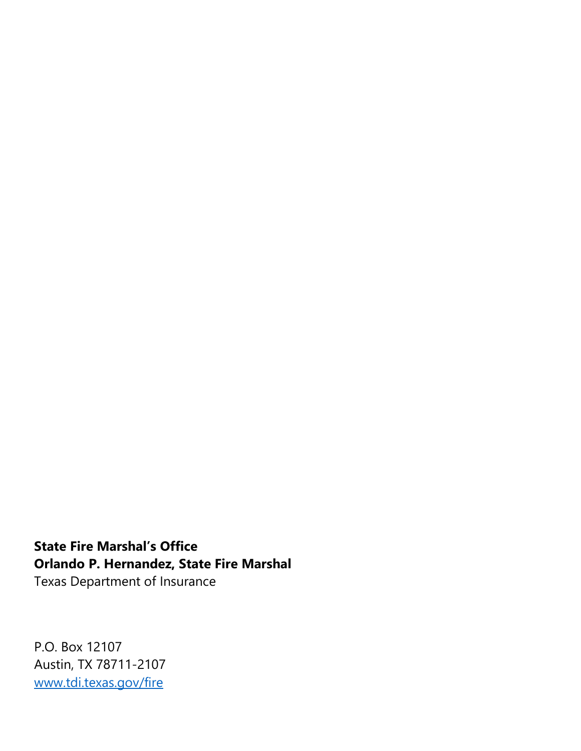**State Fire Marshal's Office**
**Orlando P. Hernandez, State Fire Marshal**
Texas Department of Insurance

P.O. Box 12107
Austin, TX 78711-2107
www.tdi.texas.gov/fire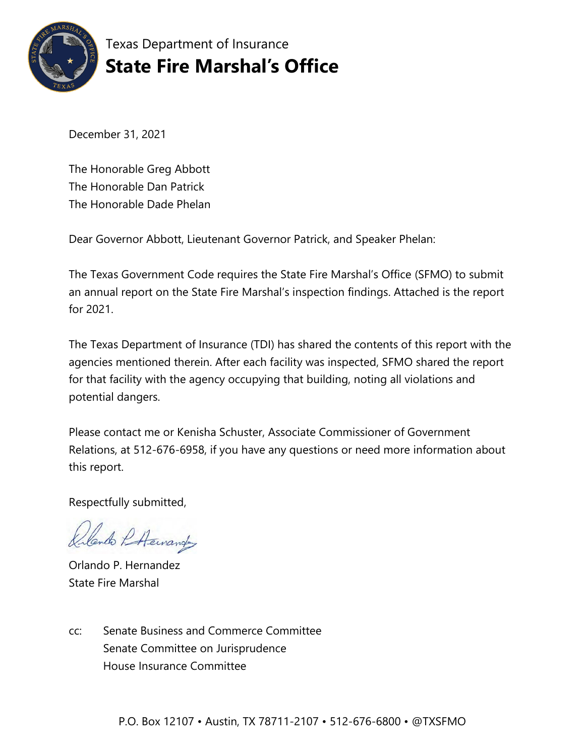Texas Department of Insurance

# State Fire Marshal's Office

December 31, 2021

The Honorable Greg Abbott
The Honorable Dan Patrick
The Honorable Dade Phelan

Dear Governor Abbott, Lieutenant Governor Patrick, and Speaker Phelan:

The Texas Government Code requires the State Fire Marshal's Office (SFMO) to submit an annual report on the State Fire Marshal's inspection findings. Attached is the report for 2021.

The Texas Department of Insurance (TDI) has shared the contents of this report with the agencies mentioned therein. After each facility was inspected, SFMO shared the report for that facility with the agency occupying that building, noting all violations and potential dangers.

Please contact me or Kenisha Schuster, Associate Commissioner of Government Relations, at 512-676-6958, if you have any questions or need more information about this report.

Respectfully submitted,

Orlando P. Hernandez
State Fire Marshal

cc: Senate Business and Commerce Committee
Senate Committee on Jurisprudence
House Insurance Committee

P.O. Box 12107 • Austin, TX 78711-2107 • 512-676-6800 • @TXSFMO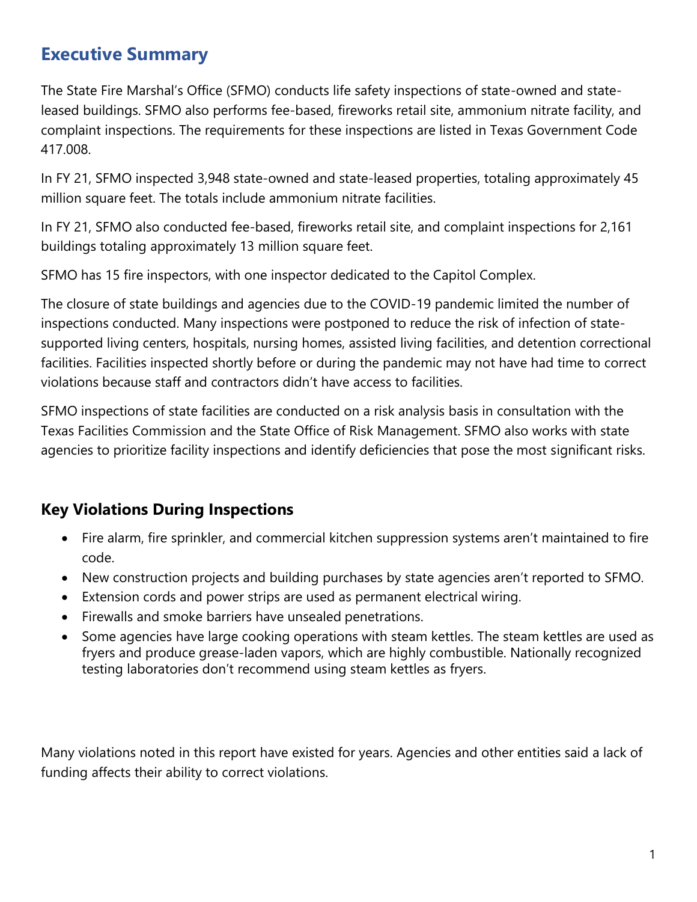## Executive Summary

The State Fire Marshal's Office (SFMO) conducts life safety inspections of state-owned and state-leased buildings. SFMO also performs fee-based, fireworks retail site, ammonium nitrate facility, and complaint inspections. The requirements for these inspections are listed in Texas Government Code 417.008.

In FY 21, SFMO inspected 3,948 state-owned and state-leased properties, totaling approximately 45 million square feet. The totals include ammonium nitrate facilities.

In FY 21, SFMO also conducted fee-based, fireworks retail site, and complaint inspections for 2,161 buildings totaling approximately 13 million square feet.

SFMO has 15 fire inspectors, with one inspector dedicated to the Capitol Complex.

The closure of state buildings and agencies due to the COVID-19 pandemic limited the number of inspections conducted. Many inspections were postponed to reduce the risk of infection of state-supported living centers, hospitals, nursing homes, assisted living facilities, and detention correctional facilities. Facilities inspected shortly before or during the pandemic may not have had time to correct violations because staff and contractors didn't have access to facilities.

SFMO inspections of state facilities are conducted on a risk analysis basis in consultation with the Texas Facilities Commission and the State Office of Risk Management. SFMO also works with state agencies to prioritize facility inspections and identify deficiencies that pose the most significant risks.

### Key Violations During Inspections

- Fire alarm, fire sprinkler, and commercial kitchen suppression systems aren't maintained to fire code.
- New construction projects and building purchases by state agencies aren't reported to SFMO.
- Extension cords and power strips are used as permanent electrical wiring.
- Firewalls and smoke barriers have unsealed penetrations.
- Some agencies have large cooking operations with steam kettles. The steam kettles are used as fryers and produce grease-laden vapors, which are highly combustible. Nationally recognized testing laboratories don't recommend using steam kettles as fryers.

Many violations noted in this report have existed for years. Agencies and other entities said a lack of funding affects their ability to correct violations.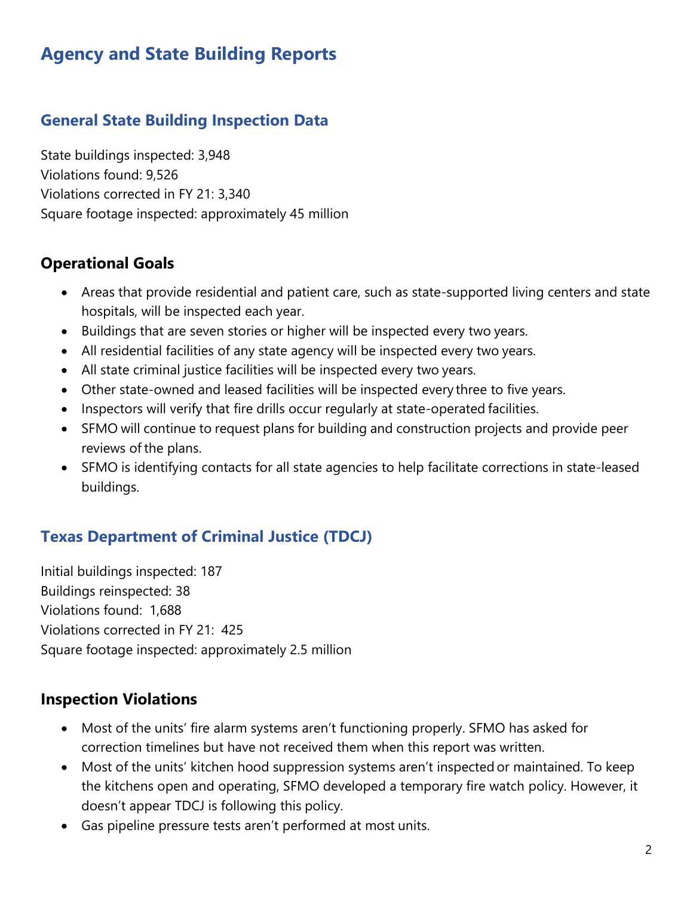# Agency and State Building Reports

## General State Building Inspection Data

State buildings inspected: 3,948
Violations found: 9,526
Violations corrected in FY 21: 3,340
Square footage inspected: approximately 45 million

### Operational Goals

- Areas that provide residential and patient care, such as state-supported living centers and state hospitals, will be inspected each year.
- Buildings that are seven stories or higher will be inspected every two years.
- All residential facilities of any state agency will be inspected every two years.
- All state criminal justice facilities will be inspected every two years.
- Other state-owned and leased facilities will be inspected every three to five years.
- Inspectors will verify that fire drills occur regularly at state-operated facilities.
- SFMO will continue to request plans for building and construction projects and provide peer reviews of the plans.
- SFMO is identifying contacts for all state agencies to help facilitate corrections in state-leased buildings.

## Texas Department of Criminal Justice (TDCJ)

Initial buildings inspected: 187
Buildings reinspected: 38
Violations found: 1,688
Violations corrected in FY 21: 425
Square footage inspected: approximately 2.5 million

### Inspection Violations

- Most of the units' fire alarm systems aren't functioning properly. SFMO has asked for correction timelines but have not received them when this report was written.
- Most of the units' kitchen hood suppression systems aren't inspected or maintained. To keep the kitchens open and operating, SFMO developed a temporary fire watch policy. However, it doesn't appear TDCJ is following this policy.
- Gas pipeline pressure tests aren't performed at most units.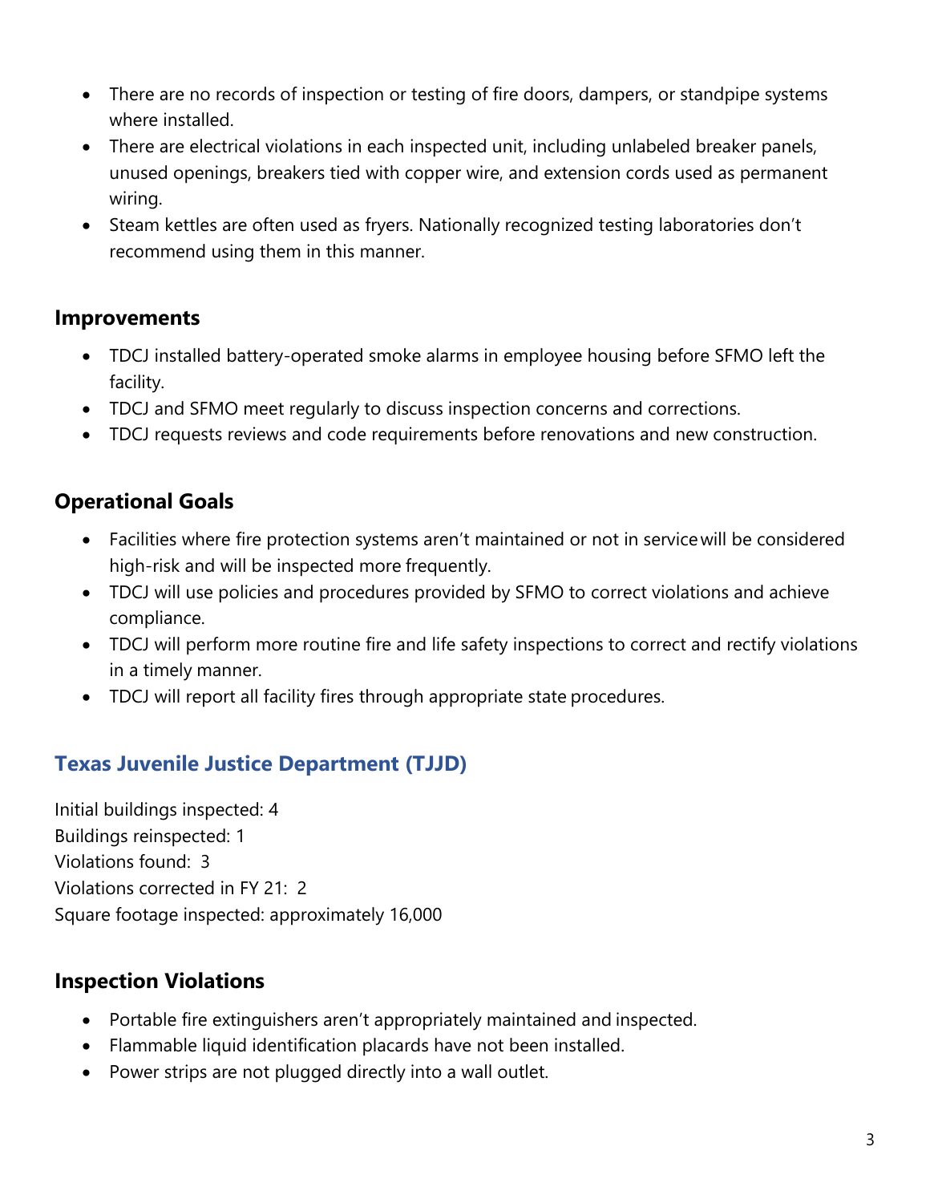- There are no records of inspection or testing of fire doors, dampers, or standpipe systems where installed.
- There are electrical violations in each inspected unit, including unlabeled breaker panels, unused openings, breakers tied with copper wire, and extension cords used as permanent wiring.
- Steam kettles are often used as fryers. Nationally recognized testing laboratories don't recommend using them in this manner.

### Improvements

- TDCJ installed battery-operated smoke alarms in employee housing before SFMO left the facility.
- TDCJ and SFMO meet regularly to discuss inspection concerns and corrections.
- TDCJ requests reviews and code requirements before renovations and new construction.

### Operational Goals

- Facilities where fire protection systems aren't maintained or not in service will be considered high-risk and will be inspected more frequently.
- TDCJ will use policies and procedures provided by SFMO to correct violations and achieve compliance.
- TDCJ will perform more routine fire and life safety inspections to correct and rectify violations in a timely manner.
- TDCJ will report all facility fires through appropriate state procedures.

## Texas Juvenile Justice Department (TJJD)

Initial buildings inspected: 4
Buildings reinspected: 1
Violations found: 3
Violations corrected in FY 21: 2
Square footage inspected: approximately 16,000

### Inspection Violations

- Portable fire extinguishers aren't appropriately maintained and inspected.
- Flammable liquid identification placards have not been installed.
- Power strips are not plugged directly into a wall outlet.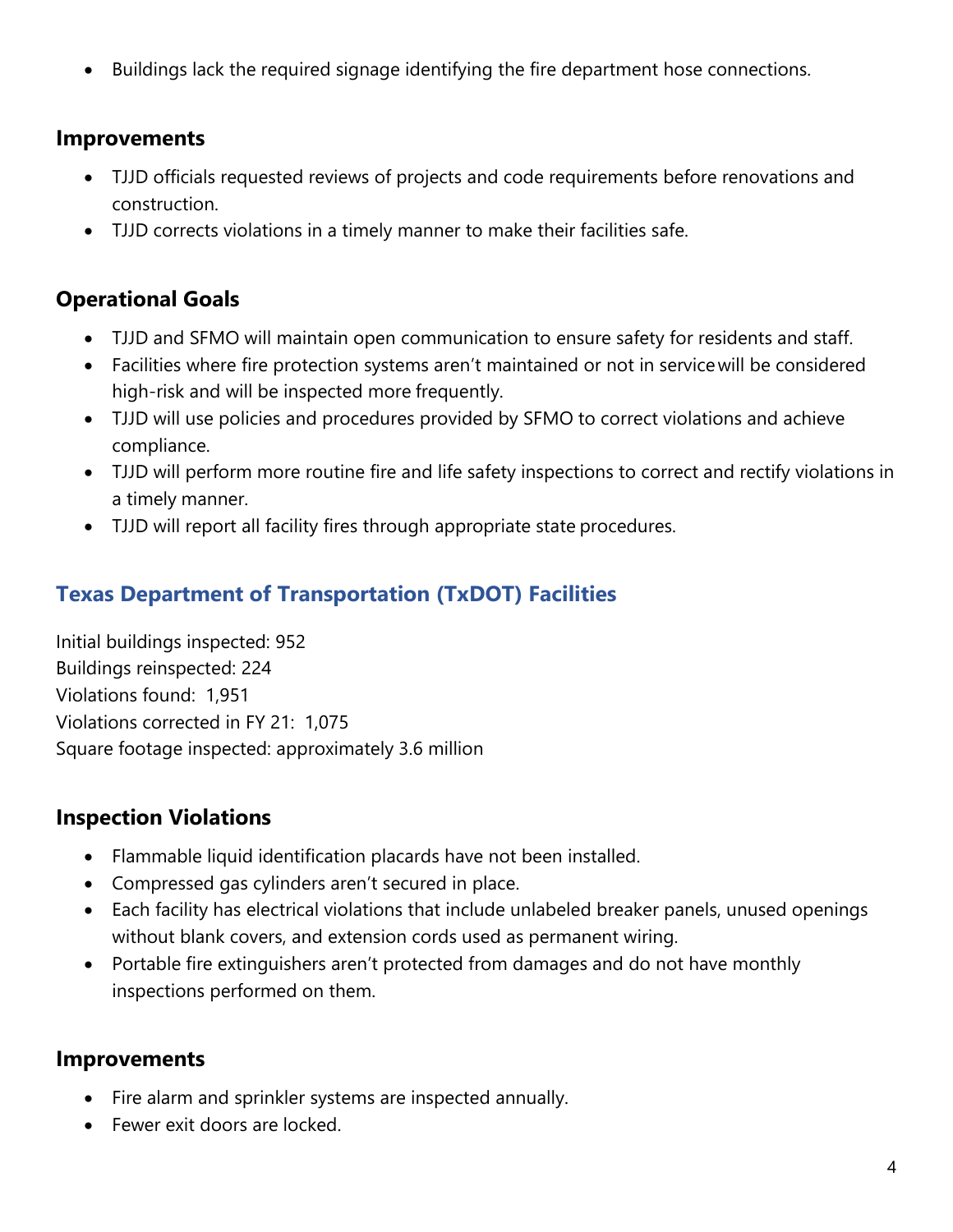- Buildings lack the required signage identifying the fire department hose connections.

### Improvements

- TJJD officials requested reviews of projects and code requirements before renovations and construction.
- TJJD corrects violations in a timely manner to make their facilities safe.

### Operational Goals

- TJJD and SFMO will maintain open communication to ensure safety for residents and staff.
- Facilities where fire protection systems aren't maintained or not in service will be considered high-risk and will be inspected more frequently.
- TJJD will use policies and procedures provided by SFMO to correct violations and achieve compliance.
- TJJD will perform more routine fire and life safety inspections to correct and rectify violations in a timely manner.
- TJJD will report all facility fires through appropriate state procedures.

## Texas Department of Transportation (TxDOT) Facilities

Initial buildings inspected: 952
Buildings reinspected: 224
Violations found: 1,951
Violations corrected in FY 21: 1,075
Square footage inspected: approximately 3.6 million

### Inspection Violations

- Flammable liquid identification placards have not been installed.
- Compressed gas cylinders aren't secured in place.
- Each facility has electrical violations that include unlabeled breaker panels, unused openings without blank covers, and extension cords used as permanent wiring.
- Portable fire extinguishers aren't protected from damages and do not have monthly inspections performed on them.

### Improvements

- Fire alarm and sprinkler systems are inspected annually.
- Fewer exit doors are locked.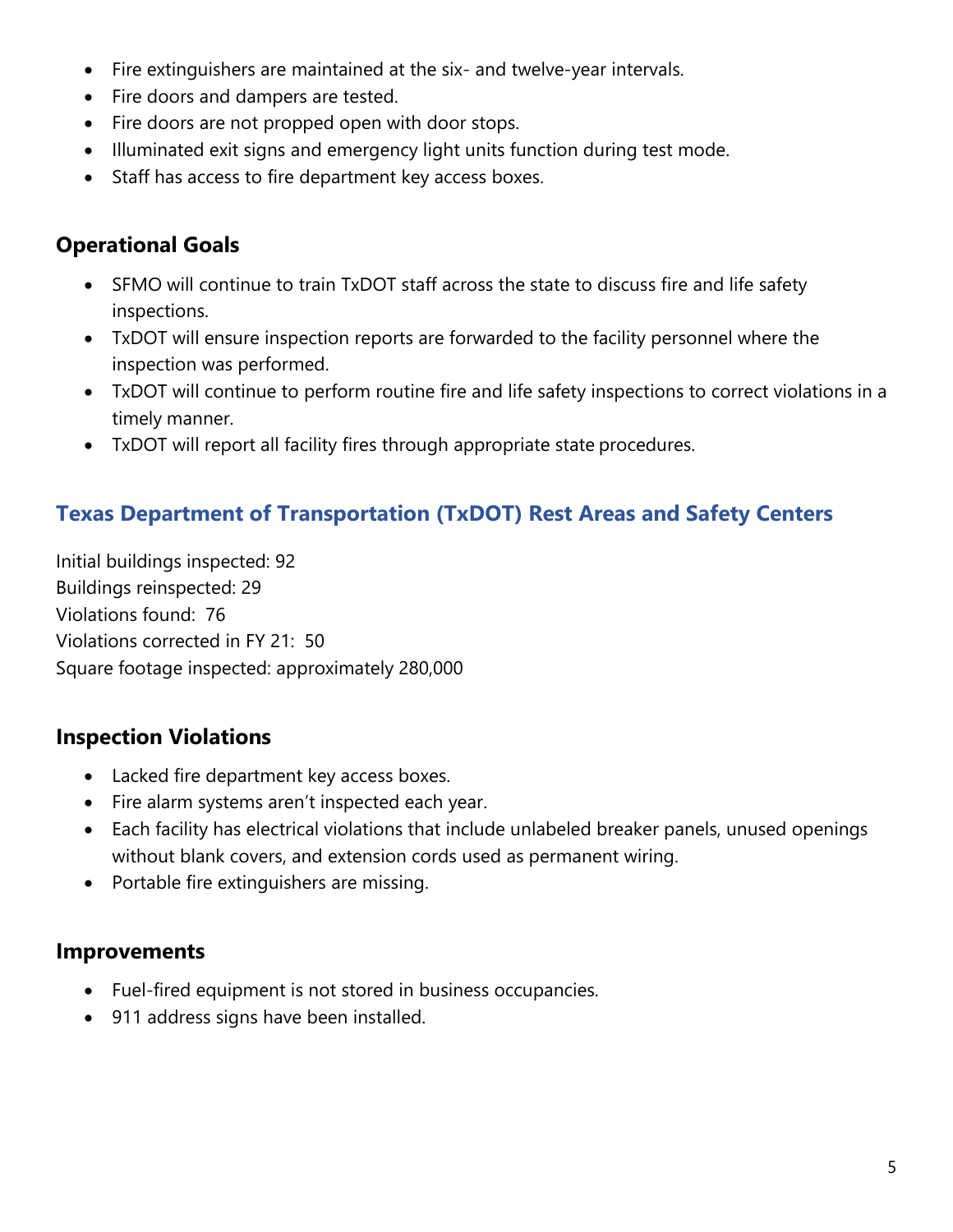- Fire extinguishers are maintained at the six- and twelve-year intervals.
- Fire doors and dampers are tested.
- Fire doors are not propped open with door stops.
- Illuminated exit signs and emergency light units function during test mode.
- Staff has access to fire department key access boxes.

### Operational Goals

- SFMO will continue to train TxDOT staff across the state to discuss fire and life safety inspections.
- TxDOT will ensure inspection reports are forwarded to the facility personnel where the inspection was performed.
- TxDOT will continue to perform routine fire and life safety inspections to correct violations in a timely manner.
- TxDOT will report all facility fires through appropriate state procedures.

## Texas Department of Transportation (TxDOT) Rest Areas and Safety Centers

Initial buildings inspected: 92
Buildings reinspected: 29
Violations found: 76
Violations corrected in FY 21: 50
Square footage inspected: approximately 280,000

### Inspection Violations

- Lacked fire department key access boxes.
- Fire alarm systems aren't inspected each year.
- Each facility has electrical violations that include unlabeled breaker panels, unused openings without blank covers, and extension cords used as permanent wiring.
- Portable fire extinguishers are missing.

### Improvements

- Fuel-fired equipment is not stored in business occupancies.
- 911 address signs have been installed.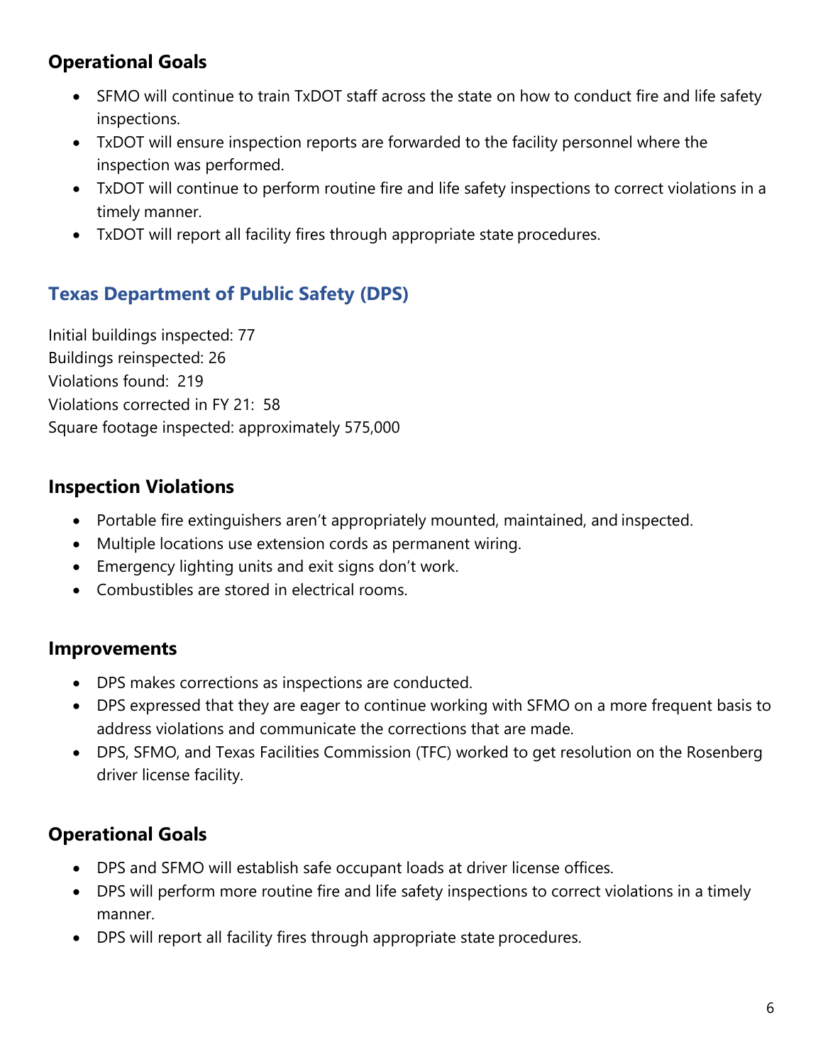### Operational Goals

- SFMO will continue to train TxDOT staff across the state on how to conduct fire and life safety inspections.
- TxDOT will ensure inspection reports are forwarded to the facility personnel where the inspection was performed.
- TxDOT will continue to perform routine fire and life safety inspections to correct violations in a timely manner.
- TxDOT will report all facility fires through appropriate state procedures.

## Texas Department of Public Safety (DPS)

Initial buildings inspected: 77
Buildings reinspected: 26
Violations found: 219
Violations corrected in FY 21: 58
Square footage inspected: approximately 575,000

### Inspection Violations

- Portable fire extinguishers aren't appropriately mounted, maintained, and inspected.
- Multiple locations use extension cords as permanent wiring.
- Emergency lighting units and exit signs don't work.
- Combustibles are stored in electrical rooms.

### Improvements

- DPS makes corrections as inspections are conducted.
- DPS expressed that they are eager to continue working with SFMO on a more frequent basis to address violations and communicate the corrections that are made.
- DPS, SFMO, and Texas Facilities Commission (TFC) worked to get resolution on the Rosenberg driver license facility.

### Operational Goals

- DPS and SFMO will establish safe occupant loads at driver license offices.
- DPS will perform more routine fire and life safety inspections to correct violations in a timely manner.
- DPS will report all facility fires through appropriate state procedures.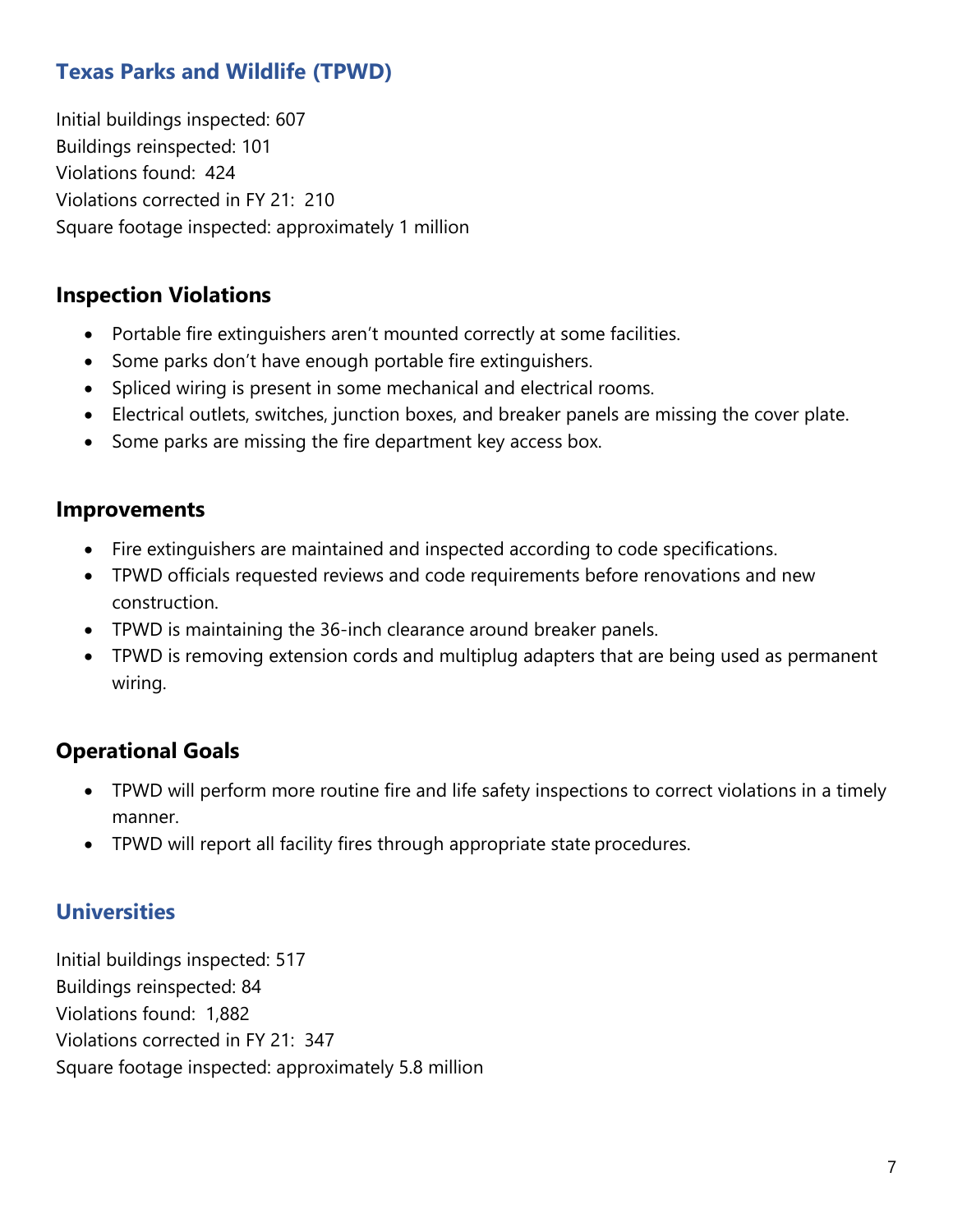## Texas Parks and Wildlife (TPWD)

Initial buildings inspected: 607
Buildings reinspected: 101
Violations found: 424
Violations corrected in FY 21: 210
Square footage inspected: approximately 1 million

### Inspection Violations

- Portable fire extinguishers aren't mounted correctly at some facilities.
- Some parks don't have enough portable fire extinguishers.
- Spliced wiring is present in some mechanical and electrical rooms.
- Electrical outlets, switches, junction boxes, and breaker panels are missing the cover plate.
- Some parks are missing the fire department key access box.

### Improvements

- Fire extinguishers are maintained and inspected according to code specifications.
- TPWD officials requested reviews and code requirements before renovations and new construction.
- TPWD is maintaining the 36-inch clearance around breaker panels.
- TPWD is removing extension cords and multiplug adapters that are being used as permanent wiring.

### Operational Goals

- TPWD will perform more routine fire and life safety inspections to correct violations in a timely manner.
- TPWD will report all facility fires through appropriate state procedures.

## Universities

Initial buildings inspected: 517
Buildings reinspected: 84
Violations found: 1,882
Violations corrected in FY 21: 347
Square footage inspected: approximately 5.8 million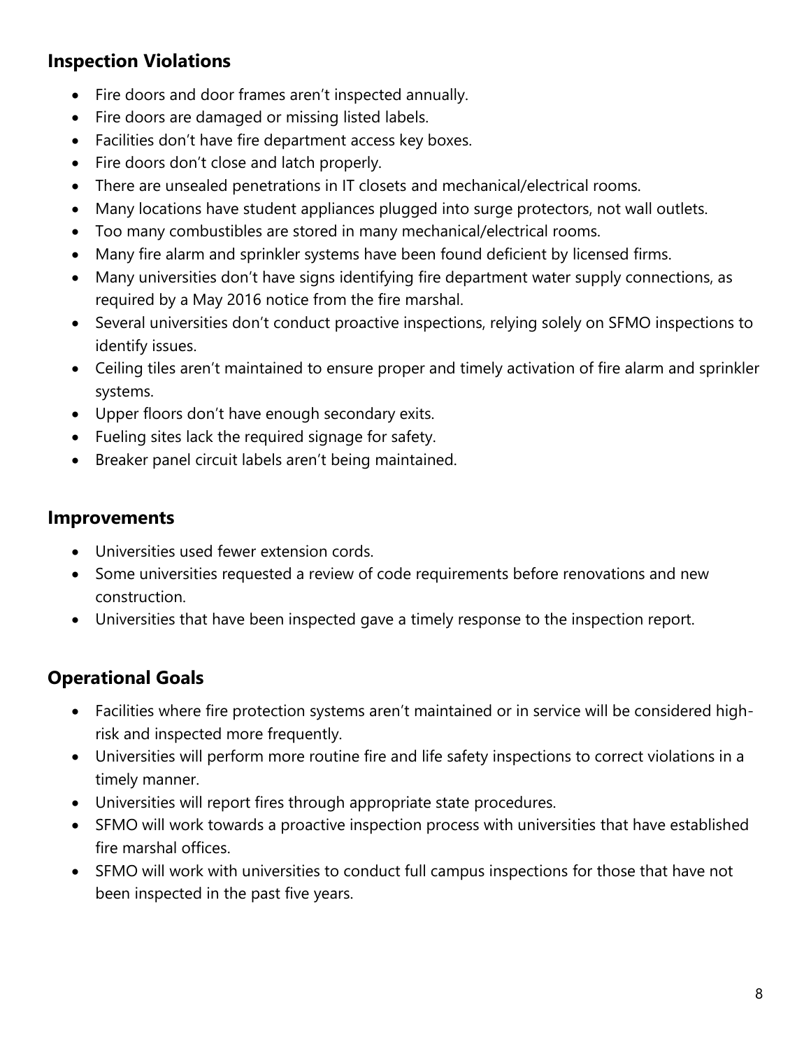## Inspection Violations

- Fire doors and door frames aren't inspected annually.
- Fire doors are damaged or missing listed labels.
- Facilities don't have fire department access key boxes.
- Fire doors don't close and latch properly.
- There are unsealed penetrations in IT closets and mechanical/electrical rooms.
- Many locations have student appliances plugged into surge protectors, not wall outlets.
- Too many combustibles are stored in many mechanical/electrical rooms.
- Many fire alarm and sprinkler systems have been found deficient by licensed firms.
- Many universities don't have signs identifying fire department water supply connections, as required by a May 2016 notice from the fire marshal.
- Several universities don't conduct proactive inspections, relying solely on SFMO inspections to identify issues.
- Ceiling tiles aren't maintained to ensure proper and timely activation of fire alarm and sprinkler systems.
- Upper floors don't have enough secondary exits.
- Fueling sites lack the required signage for safety.
- Breaker panel circuit labels aren't being maintained.

## Improvements

- Universities used fewer extension cords.
- Some universities requested a review of code requirements before renovations and new construction.
- Universities that have been inspected gave a timely response to the inspection report.

## Operational Goals

- Facilities where fire protection systems aren't maintained or in service will be considered high-risk and inspected more frequently.
- Universities will perform more routine fire and life safety inspections to correct violations in a timely manner.
- Universities will report fires through appropriate state procedures.
- SFMO will work towards a proactive inspection process with universities that have established fire marshal offices.
- SFMO will work with universities to conduct full campus inspections for those that have not been inspected in the past five years.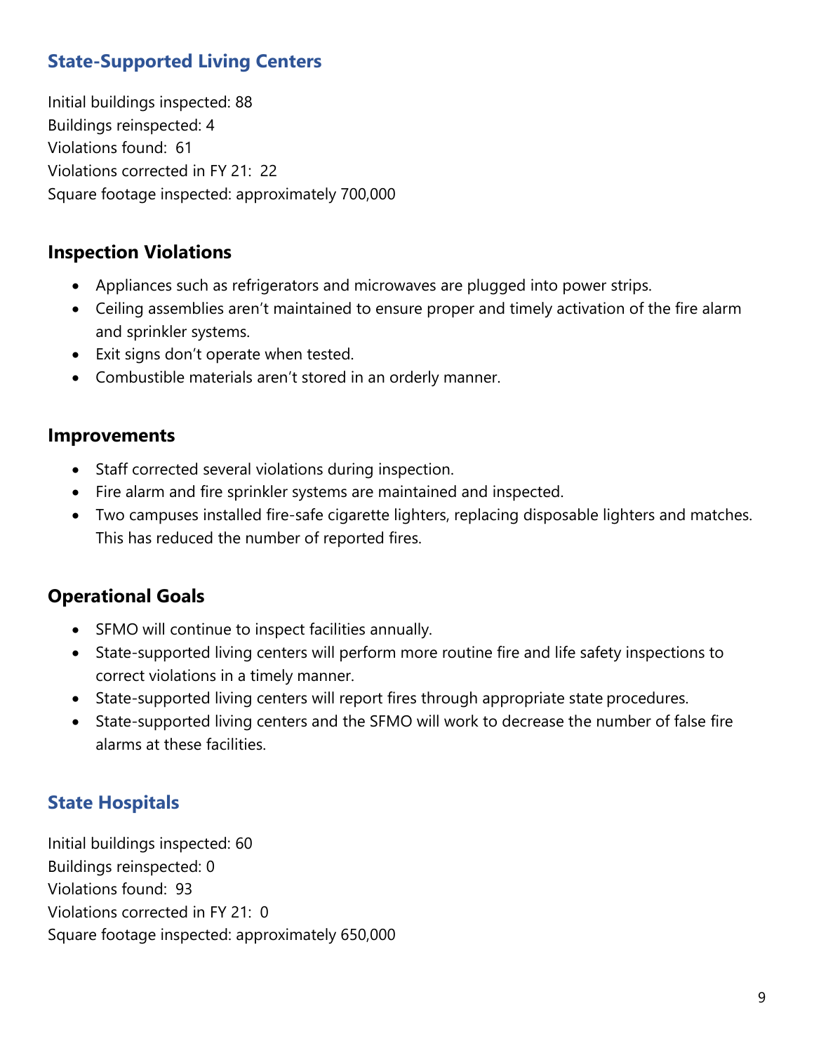## State-Supported Living Centers

Initial buildings inspected: 88
Buildings reinspected: 4
Violations found: 61
Violations corrected in FY 21: 22
Square footage inspected: approximately 700,000

### Inspection Violations

- Appliances such as refrigerators and microwaves are plugged into power strips.
- Ceiling assemblies aren't maintained to ensure proper and timely activation of the fire alarm and sprinkler systems.
- Exit signs don't operate when tested.
- Combustible materials aren't stored in an orderly manner.

### Improvements

- Staff corrected several violations during inspection.
- Fire alarm and fire sprinkler systems are maintained and inspected.
- Two campuses installed fire-safe cigarette lighters, replacing disposable lighters and matches. This has reduced the number of reported fires.

### Operational Goals

- SFMO will continue to inspect facilities annually.
- State-supported living centers will perform more routine fire and life safety inspections to correct violations in a timely manner.
- State-supported living centers will report fires through appropriate state procedures.
- State-supported living centers and the SFMO will work to decrease the number of false fire alarms at these facilities.

## State Hospitals

Initial buildings inspected: 60
Buildings reinspected: 0
Violations found: 93
Violations corrected in FY 21: 0
Square footage inspected: approximately 650,000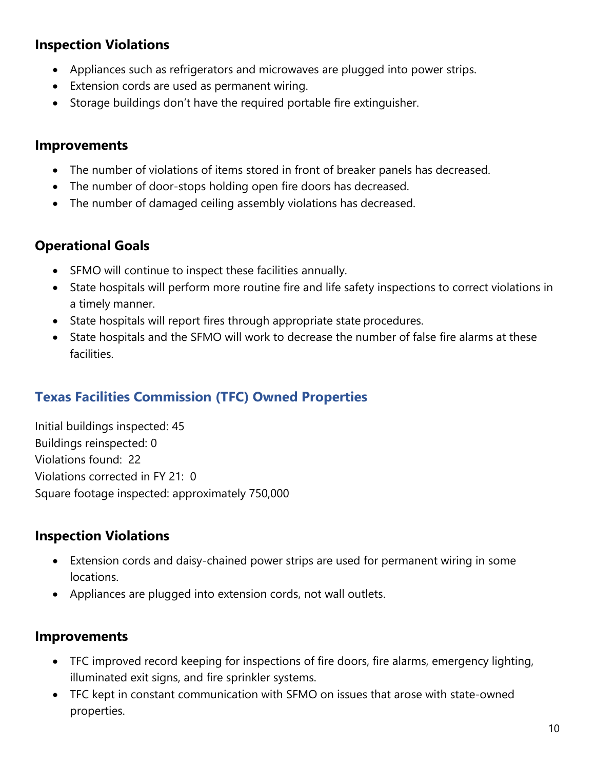### Inspection Violations

- Appliances such as refrigerators and microwaves are plugged into power strips.
- Extension cords are used as permanent wiring.
- Storage buildings don't have the required portable fire extinguisher.

### Improvements

- The number of violations of items stored in front of breaker panels has decreased.
- The number of door-stops holding open fire doors has decreased.
- The number of damaged ceiling assembly violations has decreased.

### Operational Goals

- SFMO will continue to inspect these facilities annually.
- State hospitals will perform more routine fire and life safety inspections to correct violations in a timely manner.
- State hospitals will report fires through appropriate state procedures.
- State hospitals and the SFMO will work to decrease the number of false fire alarms at these facilities.

## Texas Facilities Commission (TFC) Owned Properties

Initial buildings inspected: 45
Buildings reinspected: 0
Violations found: 22
Violations corrected in FY 21: 0
Square footage inspected: approximately 750,000

### Inspection Violations

- Extension cords and daisy-chained power strips are used for permanent wiring in some locations.
- Appliances are plugged into extension cords, not wall outlets.

### Improvements

- TFC improved record keeping for inspections of fire doors, fire alarms, emergency lighting, illuminated exit signs, and fire sprinkler systems.
- TFC kept in constant communication with SFMO on issues that arose with state-owned properties.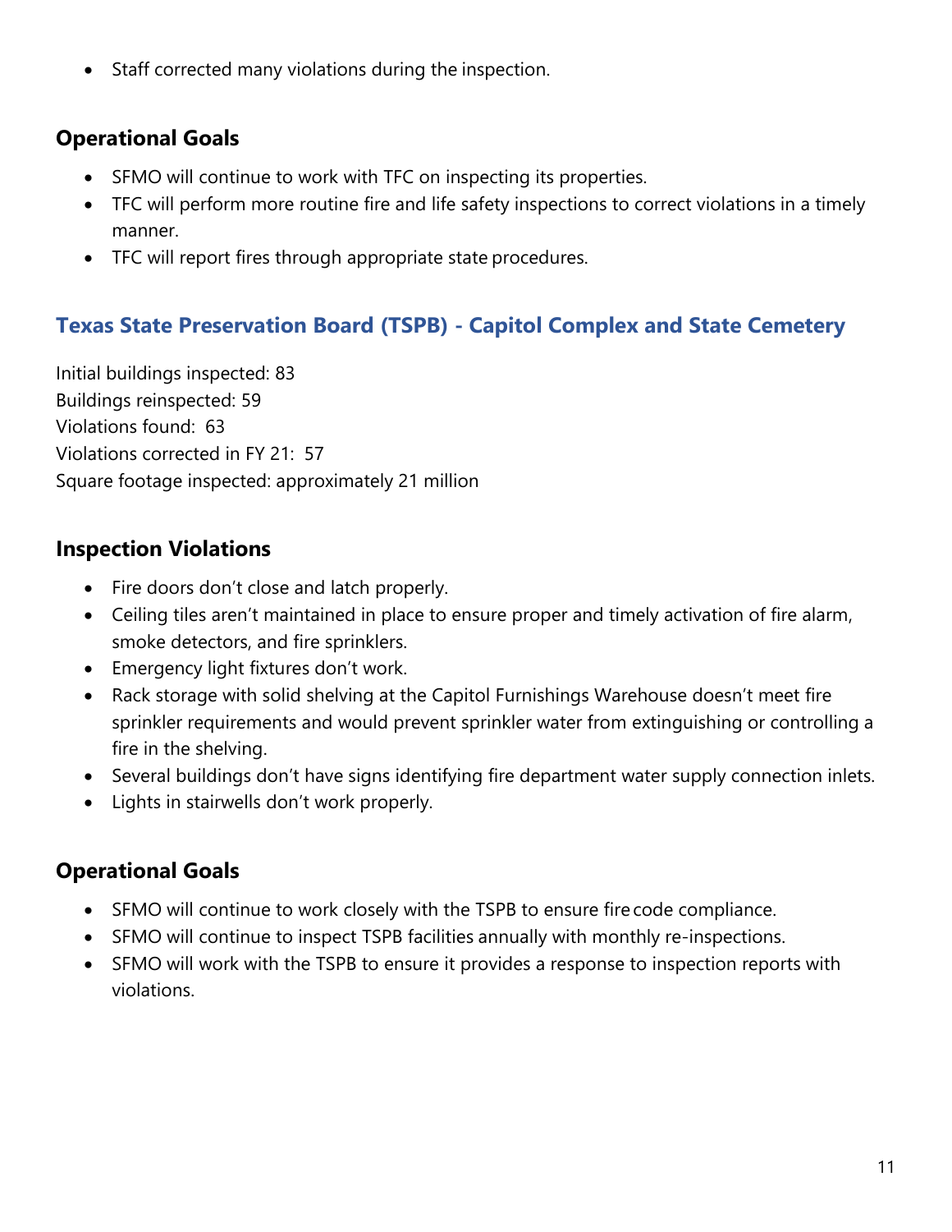- Staff corrected many violations during the inspection.

### Operational Goals

- SFMO will continue to work with TFC on inspecting its properties.
- TFC will perform more routine fire and life safety inspections to correct violations in a timely manner.
- TFC will report fires through appropriate state procedures.

## Texas State Preservation Board (TSPB) - Capitol Complex and State Cemetery

Initial buildings inspected: 83
Buildings reinspected: 59
Violations found: 63
Violations corrected in FY 21: 57
Square footage inspected: approximately 21 million

### Inspection Violations

- Fire doors don't close and latch properly.
- Ceiling tiles aren't maintained in place to ensure proper and timely activation of fire alarm, smoke detectors, and fire sprinklers.
- Emergency light fixtures don't work.
- Rack storage with solid shelving at the Capitol Furnishings Warehouse doesn't meet fire sprinkler requirements and would prevent sprinkler water from extinguishing or controlling a fire in the shelving.
- Several buildings don't have signs identifying fire department water supply connection inlets.
- Lights in stairwells don't work properly.

### Operational Goals

- SFMO will continue to work closely with the TSPB to ensure fire code compliance.
- SFMO will continue to inspect TSPB facilities annually with monthly re-inspections.
- SFMO will work with the TSPB to ensure it provides a response to inspection reports with violations.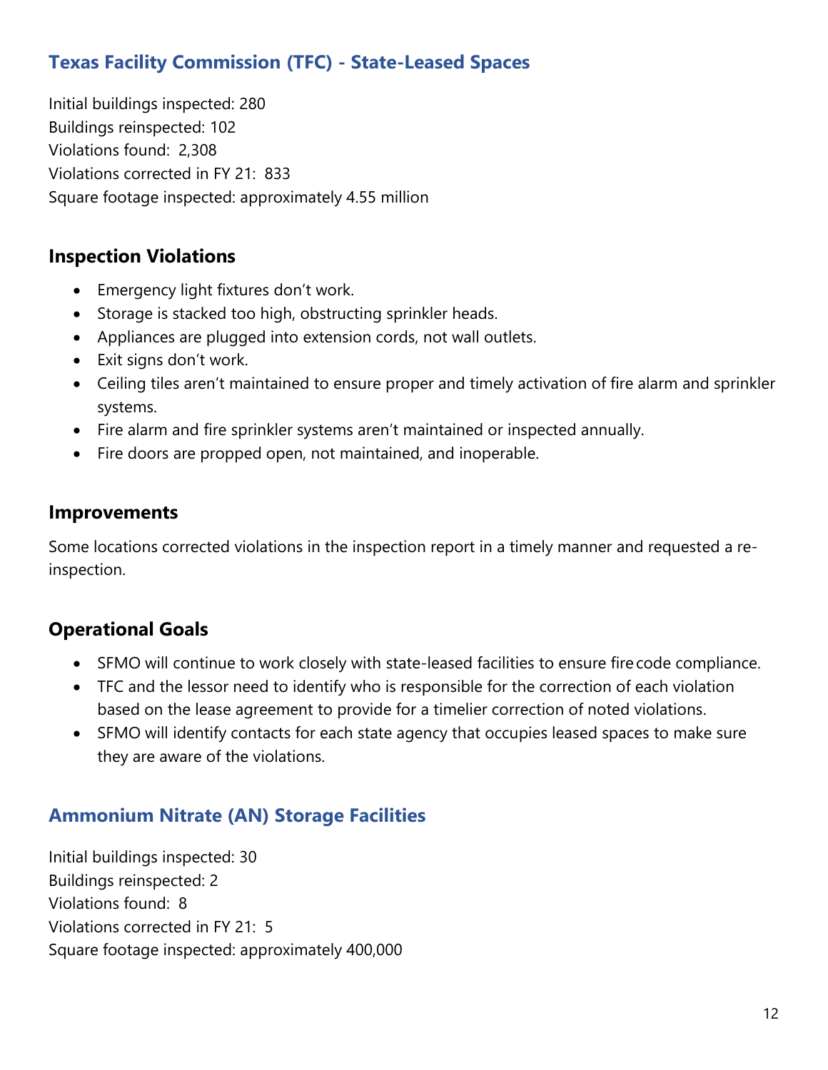## Texas Facility Commission (TFC) - State-Leased Spaces

Initial buildings inspected: 280
Buildings reinspected: 102
Violations found: 2,308
Violations corrected in FY 21: 833
Square footage inspected: approximately 4.55 million

### Inspection Violations

- Emergency light fixtures don't work.
- Storage is stacked too high, obstructing sprinkler heads.
- Appliances are plugged into extension cords, not wall outlets.
- Exit signs don't work.
- Ceiling tiles aren't maintained to ensure proper and timely activation of fire alarm and sprinkler systems.
- Fire alarm and fire sprinkler systems aren't maintained or inspected annually.
- Fire doors are propped open, not maintained, and inoperable.

### Improvements

Some locations corrected violations in the inspection report in a timely manner and requested a re-inspection.

### Operational Goals

- SFMO will continue to work closely with state-leased facilities to ensure fire code compliance.
- TFC and the lessor need to identify who is responsible for the correction of each violation based on the lease agreement to provide for a timelier correction of noted violations.
- SFMO will identify contacts for each state agency that occupies leased spaces to make sure they are aware of the violations.

## Ammonium Nitrate (AN) Storage Facilities

Initial buildings inspected: 30
Buildings reinspected: 2
Violations found: 8
Violations corrected in FY 21: 5
Square footage inspected: approximately 400,000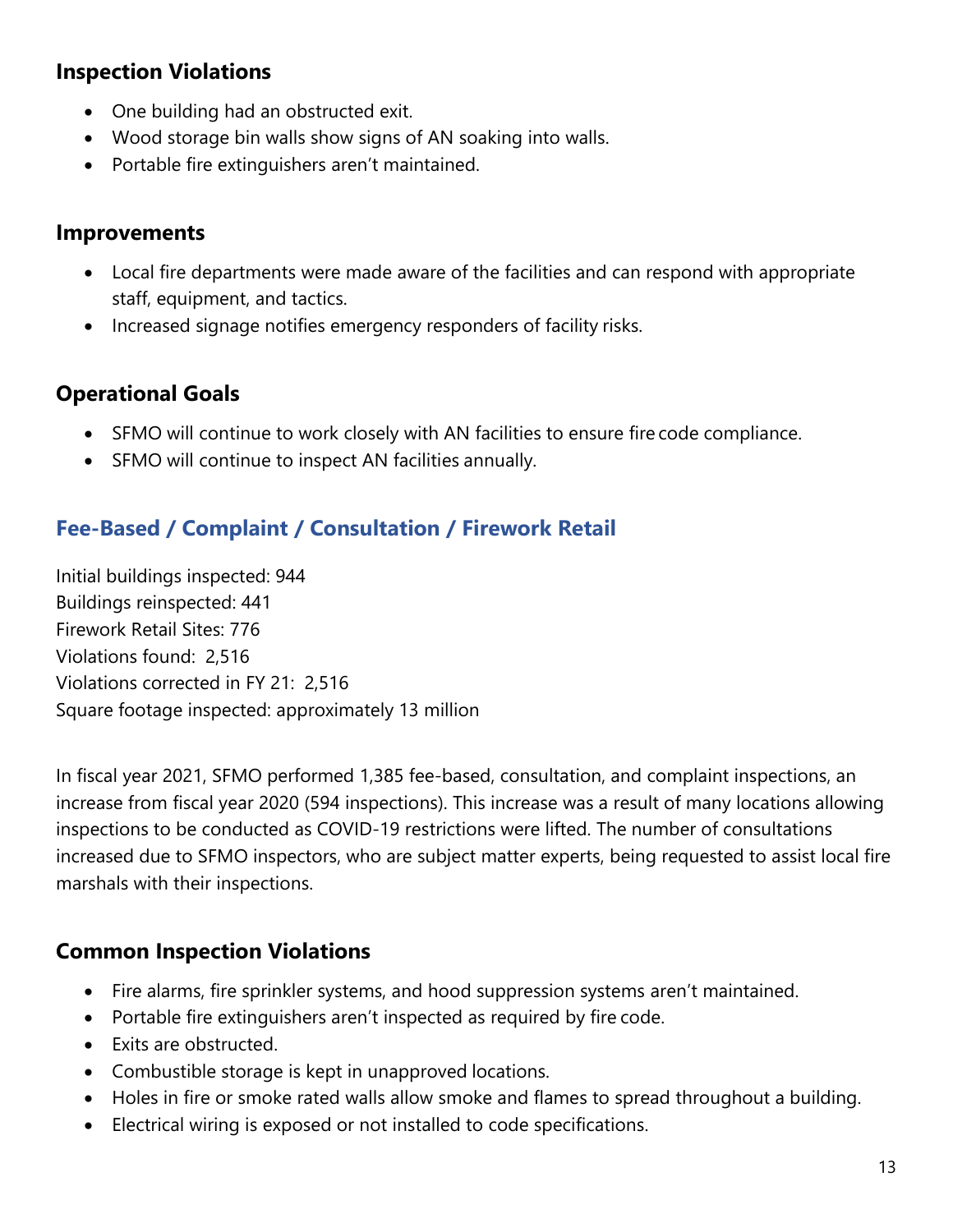### Inspection Violations

- One building had an obstructed exit.
- Wood storage bin walls show signs of AN soaking into walls.
- Portable fire extinguishers aren't maintained.

### Improvements

- Local fire departments were made aware of the facilities and can respond with appropriate staff, equipment, and tactics.
- Increased signage notifies emergency responders of facility risks.

### Operational Goals

- SFMO will continue to work closely with AN facilities to ensure fire code compliance.
- SFMO will continue to inspect AN facilities annually.

## Fee-Based / Complaint / Consultation / Firework Retail

Initial buildings inspected: 944
Buildings reinspected: 441
Firework Retail Sites: 776
Violations found: 2,516
Violations corrected in FY 21: 2,516
Square footage inspected: approximately 13 million

In fiscal year 2021, SFMO performed 1,385 fee-based, consultation, and complaint inspections, an increase from fiscal year 2020 (594 inspections). This increase was a result of many locations allowing inspections to be conducted as COVID-19 restrictions were lifted. The number of consultations increased due to SFMO inspectors, who are subject matter experts, being requested to assist local fire marshals with their inspections.

### Common Inspection Violations

- Fire alarms, fire sprinkler systems, and hood suppression systems aren't maintained.
- Portable fire extinguishers aren't inspected as required by fire code.
- Exits are obstructed.
- Combustible storage is kept in unapproved locations.
- Holes in fire or smoke rated walls allow smoke and flames to spread throughout a building.
- Electrical wiring is exposed or not installed to code specifications.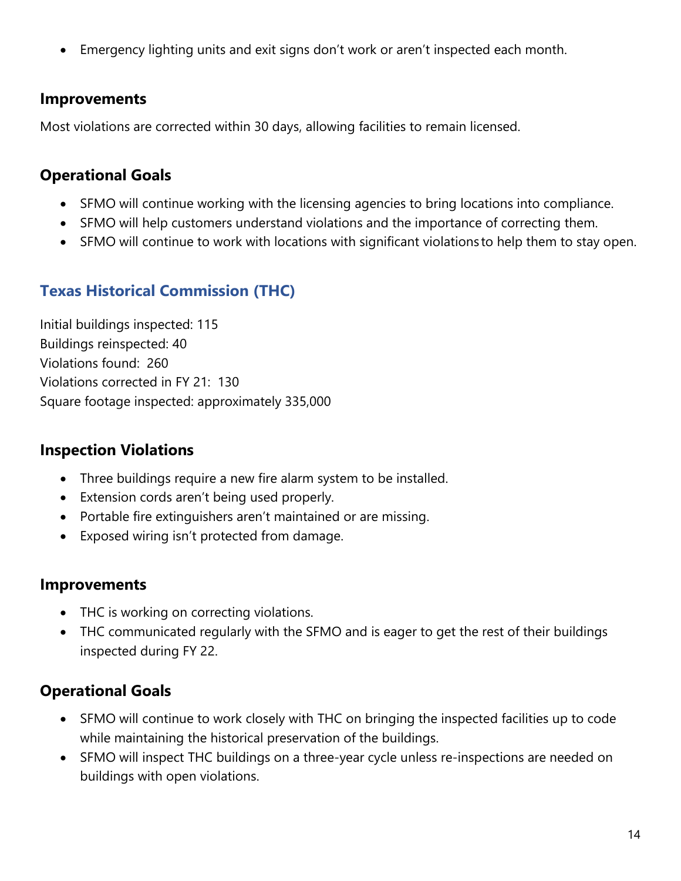- Emergency lighting units and exit signs don't work or aren't inspected each month.

## Improvements

Most violations are corrected within 30 days, allowing facilities to remain licensed.

## Operational Goals

- SFMO will continue working with the licensing agencies to bring locations into compliance.
- SFMO will help customers understand violations and the importance of correcting them.
- SFMO will continue to work with locations with significant violations to help them to stay open.

## Texas Historical Commission (THC)

Initial buildings inspected: 115
Buildings reinspected: 40
Violations found: 260
Violations corrected in FY 21: 130
Square footage inspected: approximately 335,000

## Inspection Violations

- Three buildings require a new fire alarm system to be installed.
- Extension cords aren't being used properly.
- Portable fire extinguishers aren't maintained or are missing.
- Exposed wiring isn't protected from damage.

## Improvements

- THC is working on correcting violations.
- THC communicated regularly with the SFMO and is eager to get the rest of their buildings inspected during FY 22.

## Operational Goals

- SFMO will continue to work closely with THC on bringing the inspected facilities up to code while maintaining the historical preservation of the buildings.
- SFMO will inspect THC buildings on a three-year cycle unless re-inspections are needed on buildings with open violations.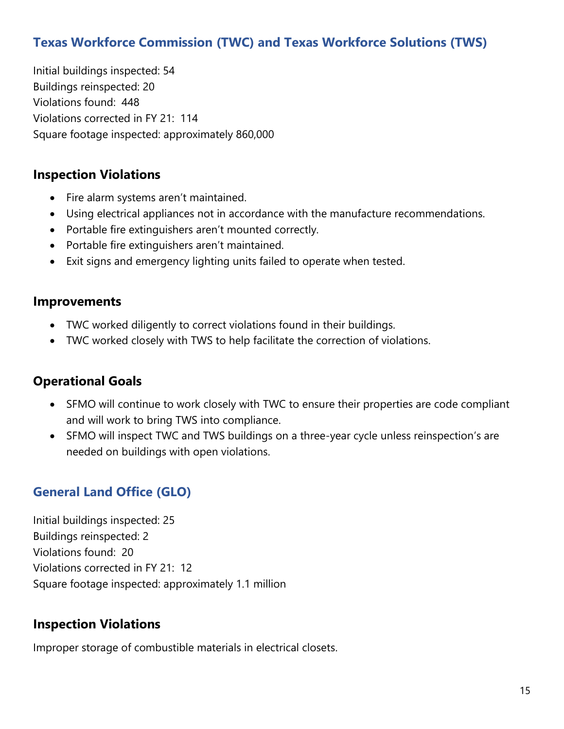## Texas Workforce Commission (TWC) and Texas Workforce Solutions (TWS)

Initial buildings inspected: 54
Buildings reinspected: 20
Violations found: 448
Violations corrected in FY 21: 114
Square footage inspected: approximately 860,000

### Inspection Violations

- Fire alarm systems aren't maintained.
- Using electrical appliances not in accordance with the manufacture recommendations.
- Portable fire extinguishers aren't mounted correctly.
- Portable fire extinguishers aren't maintained.
- Exit signs and emergency lighting units failed to operate when tested.

### Improvements

- TWC worked diligently to correct violations found in their buildings.
- TWC worked closely with TWS to help facilitate the correction of violations.

### Operational Goals

- SFMO will continue to work closely with TWC to ensure their properties are code compliant and will work to bring TWS into compliance.
- SFMO will inspect TWC and TWS buildings on a three-year cycle unless reinspection's are needed on buildings with open violations.

## General Land Office (GLO)

Initial buildings inspected: 25
Buildings reinspected: 2
Violations found: 20
Violations corrected in FY 21: 12
Square footage inspected: approximately 1.1 million

### Inspection Violations

Improper storage of combustible materials in electrical closets.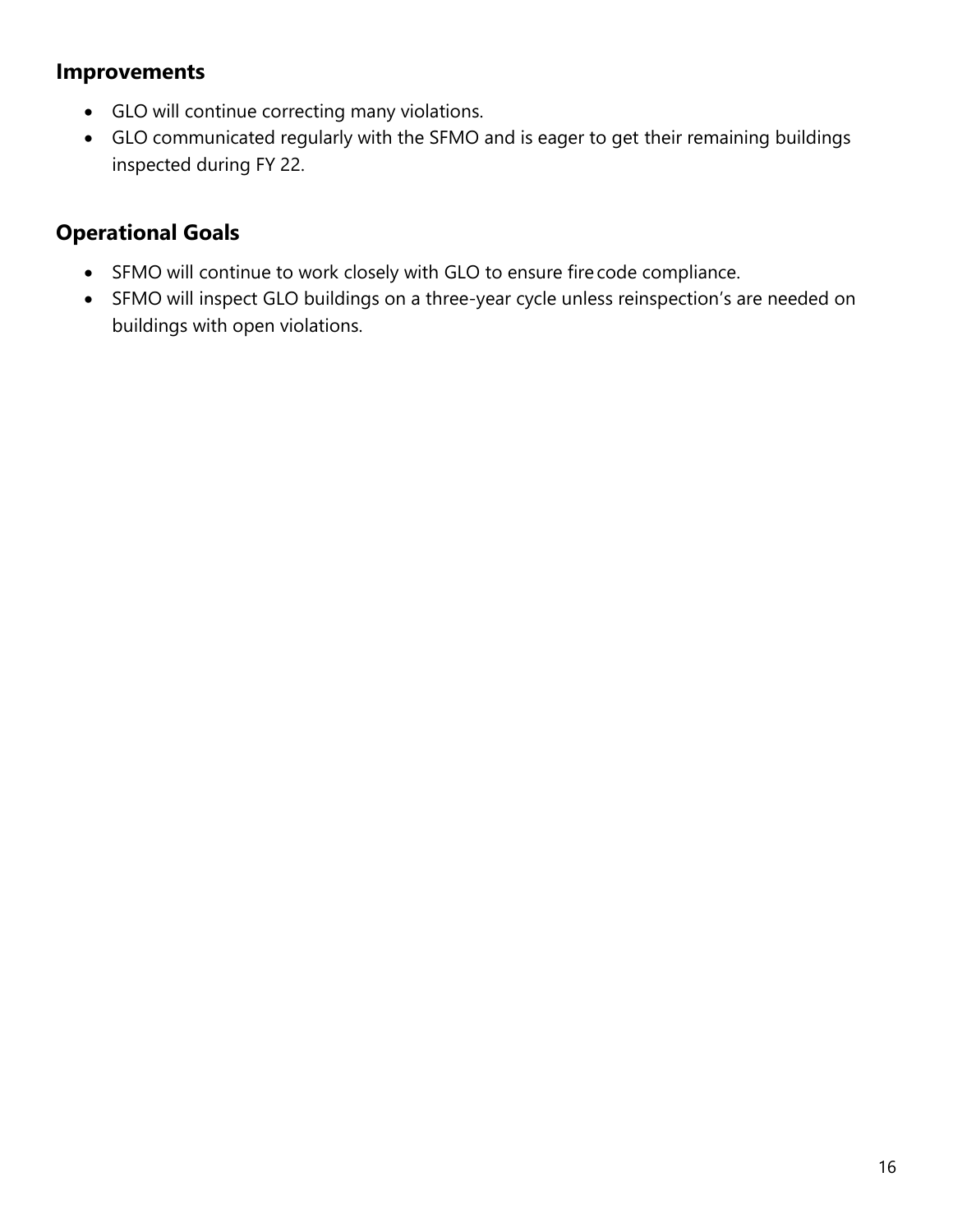## Improvements

- GLO will continue correcting many violations.
- GLO communicated regularly with the SFMO and is eager to get their remaining buildings inspected during FY 22.

## Operational Goals

- SFMO will continue to work closely with GLO to ensure fire code compliance.
- SFMO will inspect GLO buildings on a three-year cycle unless reinspection's are needed on buildings with open violations.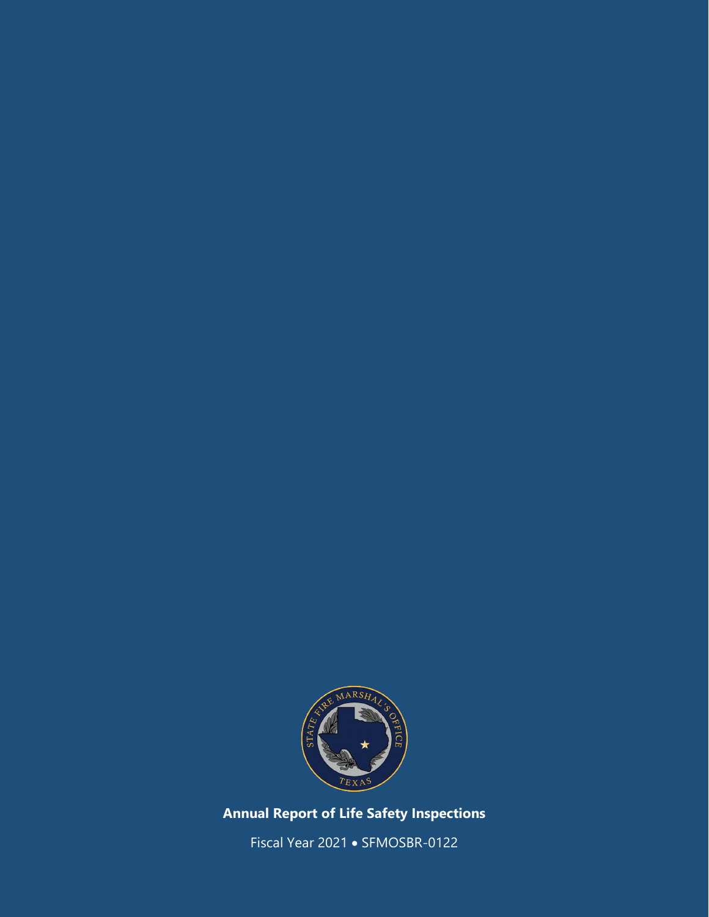**Annual Report of Life Safety Inspections**

Fiscal Year 2021 • SFMOSBR-0122